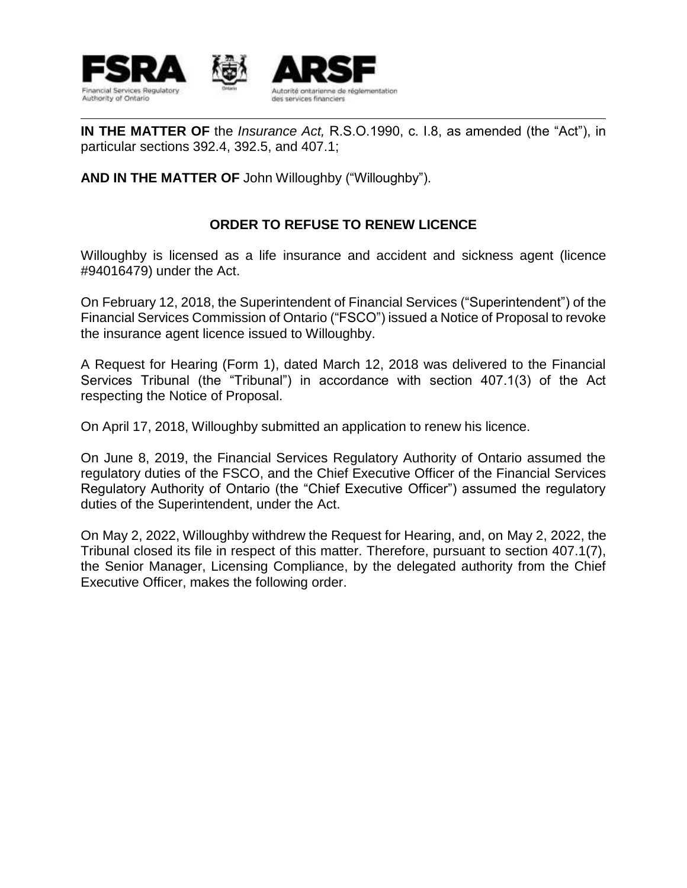FSRA Financial Services Regulatory Authority of Ontario

ARSF Autorité ontarienne de réglementation des services financiers

**IN THE MATTER OF** the *Insurance Act,* R.S.O.1990, c. I.8, as amended (the "Act"), in particular sections 392.4, 392.5, and 407.1;

**AND IN THE MATTER OF** John Willoughby ("Willoughby").

## ORDER TO REFUSE TO RENEW LICENCE

Willoughby is licensed as a life insurance and accident and sickness agent (licence #94016479) under the Act.

On February 12, 2018, the Superintendent of Financial Services ("Superintendent") of the Financial Services Commission of Ontario ("FSCO") issued a Notice of Proposal to revoke the insurance agent licence issued to Willoughby.

A Request for Hearing (Form 1), dated March 12, 2018 was delivered to the Financial Services Tribunal (the "Tribunal") in accordance with section 407.1(3) of the Act respecting the Notice of Proposal.

On April 17, 2018, Willoughby submitted an application to renew his licence.

On June 8, 2019, the Financial Services Regulatory Authority of Ontario assumed the regulatory duties of the FSCO, and the Chief Executive Officer of the Financial Services Regulatory Authority of Ontario (the "Chief Executive Officer") assumed the regulatory duties of the Superintendent, under the Act.

On May 2, 2022, Willoughby withdrew the Request for Hearing, and, on May 2, 2022, the Tribunal closed its file in respect of this matter. Therefore, pursuant to section 407.1(7), the Senior Manager, Licensing Compliance, by the delegated authority from the Chief Executive Officer, makes the following order.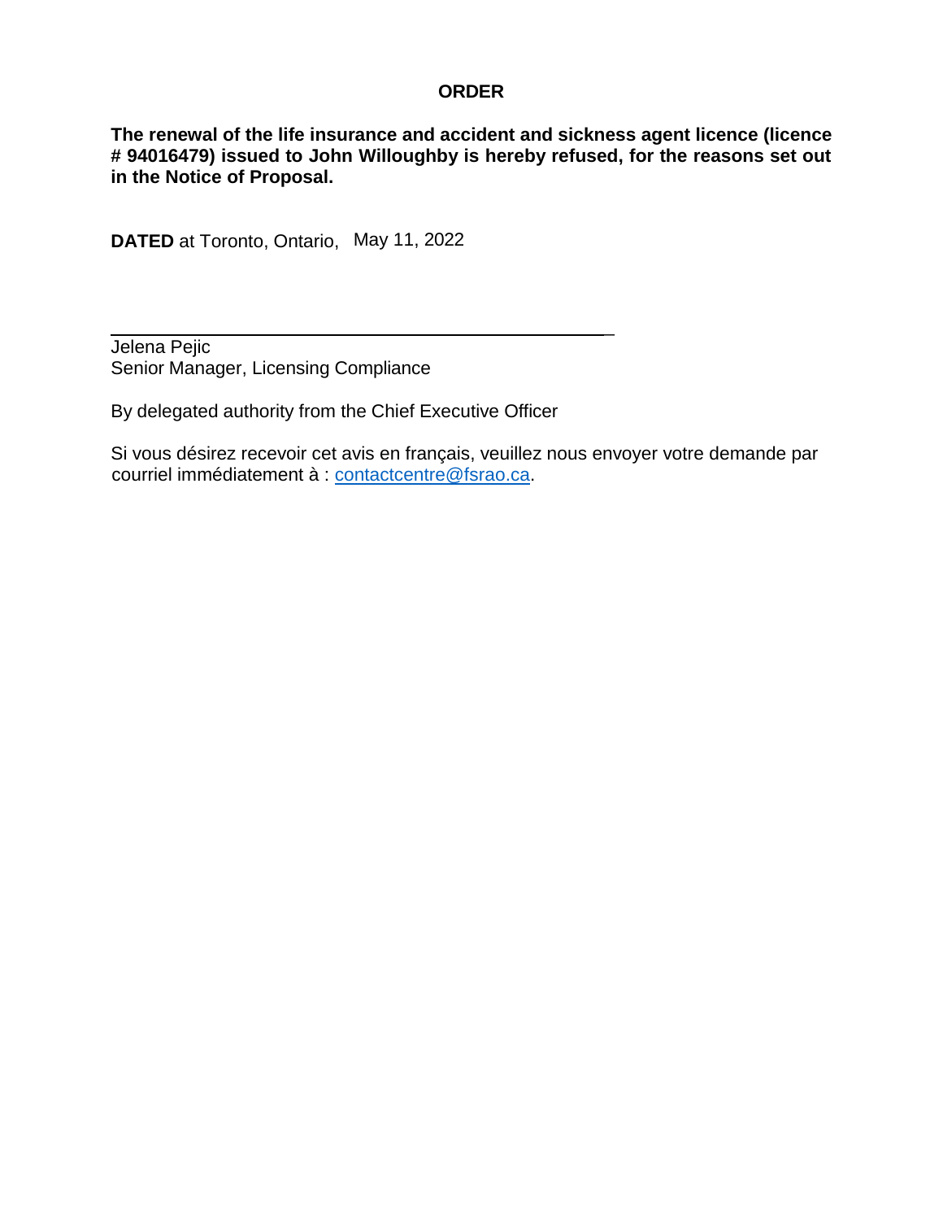## ORDER

**The renewal of the life insurance and accident and sickness agent licence (licence # 94016479) issued to John Willoughby is hereby refused, for the reasons set out in the Notice of Proposal.**

**DATED** at Toronto, Ontario, May 11, 2022

Jelena Pejic
Senior Manager, Licensing Compliance

By delegated authority from the Chief Executive Officer

Si vous désirez recevoir cet avis en français, veuillez nous envoyer votre demande par courriel immédiatement à : contactcentre@fsrao.ca.